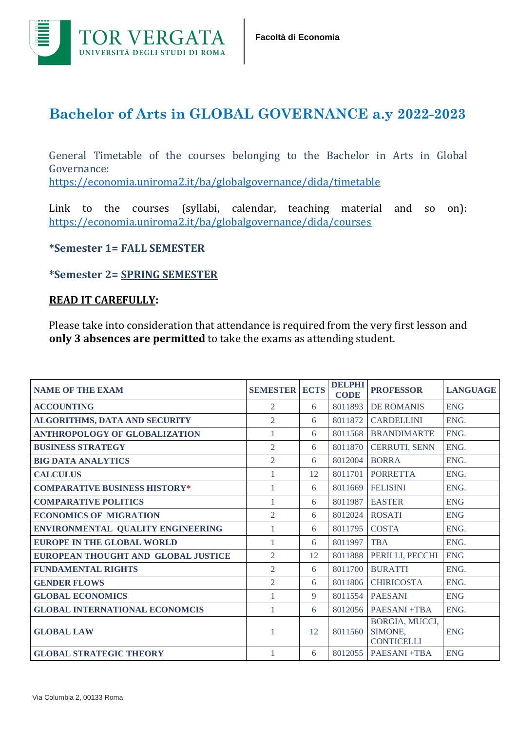# Bachelor of Arts in GLOBAL GOVERNANCE a.y 2022-2023

General Timetable of the courses belonging to the Bachelor in Arts in Global Governance:
https://economia.uniroma2.it/ba/globalgovernance/dida/timetable

Link to the courses (syllabi, calendar, teaching material and so on): https://economia.uniroma2.it/ba/globalgovernance/dida/courses

**\*Semester 1= FALL SEMESTER**

**\*Semester 2= SPRING SEMESTER**

**READ IT CAREFULLY:**

Please take into consideration that attendance is required from the very first lesson and **only 3 absences are permitted** to take the exams as attending student.

| NAME OF THE EXAM | SEMESTER | ECTS | DELPHI CODE | PROFESSOR | LANGUAGE |
|---|---|---|---|---|---|
| ACCOUNTING | 2 | 6 | 8011893 | DE ROMANIS | ENG |
| ALGORITHMS, DATA AND SECURITY | 2 | 6 | 8011872 | CARDELLINI | ENG. |
| ANTHROPOLOGY OF GLOBALIZATION | 1 | 6 | 8011568 | BRANDIMARTE | ENG. |
| BUSINESS STRATEGY | 2 | 6 | 8011870 | CERRUTI, SENN | ENG. |
| BIG DATA ANALYTICS | 2 | 6 | 8012004 | BORRA | ENG. |
| CALCULUS | 1 | 12 | 8011701 | PORRETTA | ENG. |
| COMPARATIVE BUSINESS HISTORY* | 1 | 6 | 8011669 | FELISINI | ENG. |
| COMPARATIVE POLITICS | 1 | 6 | 8011987 | EASTER | ENG |
| ECONOMICS OF MIGRATION | 2 | 6 | 8012024 | ROSATI | ENG |
| ENVIRONMENTAL QUALITY ENGINEERING | 1 | 6 | 8011795 | COSTA | ENG. |
| EUROPE IN THE GLOBAL WORLD | 1 | 6 | 8011997 | TBA | ENG. |
| EUROPEAN THOUGHT AND GLOBAL JUSTICE | 2 | 12 | 8011888 | PERILLI, PECCHI | ENG |
| FUNDAMENTAL RIGHTS | 2 | 6 | 8011700 | BURATTI | ENG. |
| GENDER FLOWS | 2 | 6 | 8011806 | CHIRICOSTA | ENG. |
| GLOBAL ECONOMICS | 1 | 9 | 8011554 | PAESANI | ENG |
| GLOBAL INTERNATIONAL ECONOMCIS | 1 | 6 | 8012056 | PAESANI +TBA | ENG. |
| GLOBAL LAW | 1 | 12 | 8011560 | BORGIA, MUCCI, SIMONE, CONTICELLI | ENG |
| GLOBAL STRATEGIC THEORY | 1 | 6 | 8012055 | PAESANI +TBA | ENG |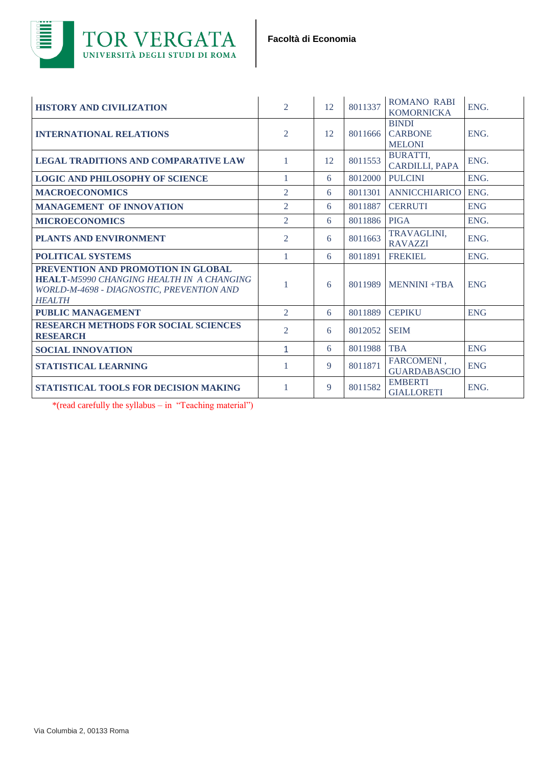| | | | | | |
|---|---|---|---|---|---|
| **HISTORY AND CIVILIZATION** | 2 | 12 | 8011337 | ROMANO RABI KOMORNICKA | ENG. |
| **INTERNATIONAL RELATIONS** | 2 | 12 | 8011666 | BINDI CARBONE MELONI | ENG. |
| **LEGAL TRADITIONS AND COMPARATIVE LAW** | 1 | 12 | 8011553 | BURATTI, CARDILLI, PAPA | ENG. |
| **LOGIC AND PHILOSOPHY OF SCIENCE** | 1 | 6 | 8012000 | PULCINI | ENG. |
| **MACROECONOMICS** | 2 | 6 | 8011301 | ANNICCHIARICO | ENG. |
| **MANAGEMENT OF INNOVATION** | 2 | 6 | 8011887 | CERRUTI | ENG |
| **MICROECONOMICS** | 2 | 6 | 8011886 | PIGA | ENG. |
| **PLANTS AND ENVIRONMENT** | 2 | 6 | 8011663 | TRAVAGLINI, RAVAZZI | ENG. |
| **POLITICAL SYSTEMS** | 1 | 6 | 8011891 | FREKIEL | ENG. |
| **PREVENTION AND PROMOTION IN GLOBAL HEALT**-*M5990 CHANGING HEALTH IN A CHANGING WORLD-M-4698 - DIAGNOSTIC, PREVENTION AND HEALTH* | 1 | 6 | 8011989 | MENNINI +TBA | ENG |
| **PUBLIC MANAGEMENT** | 2 | 6 | 8011889 | CEPIKU | ENG |
| **RESEARCH METHODS FOR SOCIAL SCIENCES RESEARCH** | 2 | 6 | 8012052 | SEIM | |
| **SOCIAL INNOVATION** | 1 | 6 | 8011988 | TBA | ENG |
| **STATISTICAL LEARNING** | 1 | 9 | 8011871 | FARCOMENI , GUARDABASCIO | ENG |
| **STATISTICAL TOOLS FOR DECISION MAKING** | 1 | 9 | 8011582 | EMBERTI GIALLORETI | ENG. |

*(read carefully the syllabus – in "Teaching material")